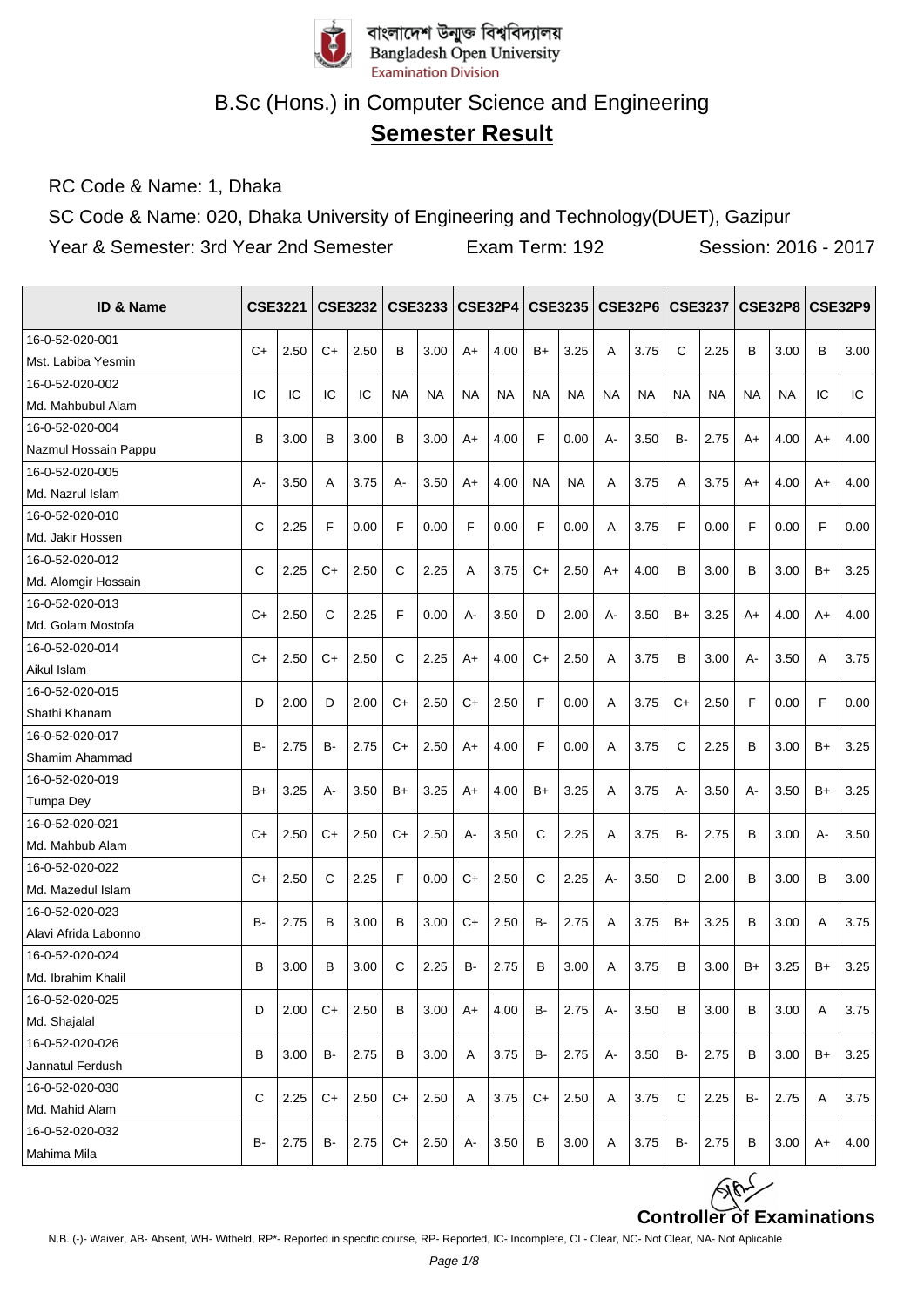বাংলাদেশ উন্মুক্ত বিশ্ববিদ্যালয়
Bangladesh Open University
Examination Division

# B.Sc (Hons.) in Computer Science and Engineering

## Semester Result

RC Code & Name: 1, Dhaka

SC Code & Name: 020, Dhaka University of Engineering and Technology(DUET), Gazipur

Year & Semester: 3rd Year 2nd Semester Exam Term: 192 Session: 2016 - 2017

| ID & Name | CSE3221 | | CSE3232 | | CSE3233 | | CSE32P4 | | CSE3235 | | CSE32P6 | | CSE3237 | | CSE32P8 | | CSE32P9 | |
|---|---|---|---|---|---|---|---|---|---|---|---|---|---|---|---|---|---|---|
| 16-0-52-020-001 Mst. Labiba Yesmin | C+ | 2.50 | C+ | 2.50 | B | 3.00 | A+ | 4.00 | B+ | 3.25 | A | 3.75 | C | 2.25 | B | 3.00 | B | 3.00 |
| 16-0-52-020-002 Md. Mahbubul Alam | IC | IC | IC | IC | NA | NA | NA | NA | NA | NA | NA | NA | NA | NA | NA | NA | IC | IC |
| 16-0-52-020-004 Nazmul Hossain Pappu | B | 3.00 | B | 3.00 | B | 3.00 | A+ | 4.00 | F | 0.00 | A- | 3.50 | B- | 2.75 | A+ | 4.00 | A+ | 4.00 |
| 16-0-52-020-005 Md. Nazrul Islam | A- | 3.50 | A | 3.75 | A- | 3.50 | A+ | 4.00 | NA | NA | A | 3.75 | A | 3.75 | A+ | 4.00 | A+ | 4.00 |
| 16-0-52-020-010 Md. Jakir Hossen | C | 2.25 | F | 0.00 | F | 0.00 | F | 0.00 | F | 0.00 | A | 3.75 | F | 0.00 | F | 0.00 | F | 0.00 |
| 16-0-52-020-012 Md. Alomgir Hossain | C | 2.25 | C+ | 2.50 | C | 2.25 | A | 3.75 | C+ | 2.50 | A+ | 4.00 | B | 3.00 | B | 3.00 | B+ | 3.25 |
| 16-0-52-020-013 Md. Golam Mostofa | C+ | 2.50 | C | 2.25 | F | 0.00 | A- | 3.50 | D | 2.00 | A- | 3.50 | B+ | 3.25 | A+ | 4.00 | A+ | 4.00 |
| 16-0-52-020-014 Aikul Islam | C+ | 2.50 | C+ | 2.50 | C | 2.25 | A+ | 4.00 | C+ | 2.50 | A | 3.75 | B | 3.00 | A- | 3.50 | A | 3.75 |
| 16-0-52-020-015 Shathi Khanam | D | 2.00 | D | 2.00 | C+ | 2.50 | C+ | 2.50 | F | 0.00 | A | 3.75 | C+ | 2.50 | F | 0.00 | F | 0.00 |
| 16-0-52-020-017 Shamim Ahammad | B- | 2.75 | B- | 2.75 | C+ | 2.50 | A+ | 4.00 | F | 0.00 | A | 3.75 | C | 2.25 | B | 3.00 | B+ | 3.25 |
| 16-0-52-020-019 Tumpa Dey | B+ | 3.25 | A- | 3.50 | B+ | 3.25 | A+ | 4.00 | B+ | 3.25 | A | 3.75 | A- | 3.50 | A- | 3.50 | B+ | 3.25 |
| 16-0-52-020-021 Md. Mahbub Alam | C+ | 2.50 | C+ | 2.50 | C+ | 2.50 | A- | 3.50 | C | 2.25 | A | 3.75 | B- | 2.75 | B | 3.00 | A- | 3.50 |
| 16-0-52-020-022 Md. Mazedul Islam | C+ | 2.50 | C | 2.25 | F | 0.00 | C+ | 2.50 | C | 2.25 | A- | 3.50 | D | 2.00 | B | 3.00 | B | 3.00 |
| 16-0-52-020-023 Alavi Afrida Labonno | B- | 2.75 | B | 3.00 | B | 3.00 | C+ | 2.50 | B- | 2.75 | A | 3.75 | B+ | 3.25 | B | 3.00 | A | 3.75 |
| 16-0-52-020-024 Md. Ibrahim Khalil | B | 3.00 | B | 3.00 | C | 2.25 | B- | 2.75 | B | 3.00 | A | 3.75 | B | 3.00 | B+ | 3.25 | B+ | 3.25 |
| 16-0-52-020-025 Md. Shajalal | D | 2.00 | C+ | 2.50 | B | 3.00 | A+ | 4.00 | B- | 2.75 | A- | 3.50 | B | 3.00 | B | 3.00 | A | 3.75 |
| 16-0-52-020-026 Jannatul Ferdush | B | 3.00 | B- | 2.75 | B | 3.00 | A | 3.75 | B- | 2.75 | A- | 3.50 | B- | 2.75 | B | 3.00 | B+ | 3.25 |
| 16-0-52-020-030 Md. Mahid Alam | C | 2.25 | C+ | 2.50 | C+ | 2.50 | A | 3.75 | C+ | 2.50 | A | 3.75 | C | 2.25 | B- | 2.75 | A | 3.75 |
| 16-0-52-020-032 Mahima Mila | B- | 2.75 | B- | 2.75 | C+ | 2.50 | A- | 3.50 | B | 3.00 | A | 3.75 | B- | 2.75 | B | 3.00 | A+ | 4.00 |

**Controller of Examinations**

N.B. (-)- Waiver, AB- Absent, WH- Witheld, RP*- Reported in specific course, RP- Reported, IC- Incomplete, CL- Clear, NC- Not Clear, NA- Not Aplicable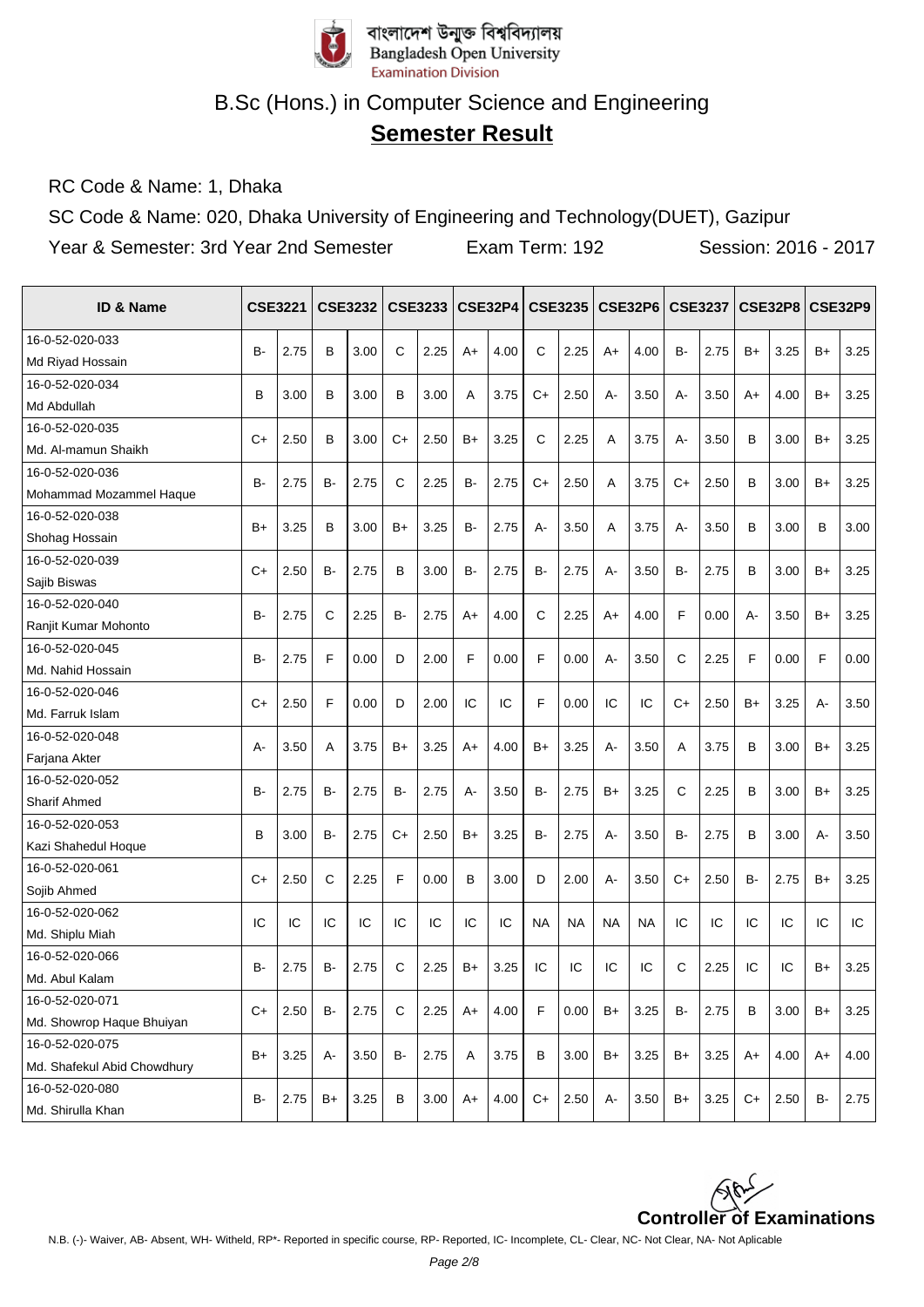বাংলাদেশ উন্মুক্ত বিশ্ববিদ্যালয়
Bangladesh Open University
Examination Division

# B.Sc (Hons.) in Computer Science and Engineering

## Semester Result

RC Code & Name: 1, Dhaka

SC Code & Name: 020, Dhaka University of Engineering and Technology(DUET), Gazipur

Year & Semester: 3rd Year 2nd Semester | Exam Term: 192 | Session: 2016 - 2017

| ID & Name | CSE3221 | | CSE3232 | | CSE3233 | | CSE32P4 | | CSE3235 | | CSE32P6 | | CSE3237 | | CSE32P8 | | CSE32P9 | |
|---|---|---|---|---|---|---|---|---|---|---|---|---|---|---|---|---|---|---|
| 16-0-52-020-033 Md Riyad Hossain | B- | 2.75 | B | 3.00 | C | 2.25 | A+ | 4.00 | C | 2.25 | A+ | 4.00 | B- | 2.75 | B+ | 3.25 | B+ | 3.25 |
| 16-0-52-020-034 Md Abdullah | B | 3.00 | B | 3.00 | B | 3.00 | A | 3.75 | C+ | 2.50 | A- | 3.50 | A- | 3.50 | A+ | 4.00 | B+ | 3.25 |
| 16-0-52-020-035 Md. Al-mamun Shaikh | C+ | 2.50 | B | 3.00 | C+ | 2.50 | B+ | 3.25 | C | 2.25 | A | 3.75 | A- | 3.50 | B | 3.00 | B+ | 3.25 |
| 16-0-52-020-036 Mohammad Mozammel Haque | B- | 2.75 | B- | 2.75 | C | 2.25 | B- | 2.75 | C+ | 2.50 | A | 3.75 | C+ | 2.50 | B | 3.00 | B+ | 3.25 |
| 16-0-52-020-038 Shohag Hossain | B+ | 3.25 | B | 3.00 | B+ | 3.25 | B- | 2.75 | A- | 3.50 | A | 3.75 | A- | 3.50 | B | 3.00 | B | 3.00 |
| 16-0-52-020-039 Sajib Biswas | C+ | 2.50 | B- | 2.75 | B | 3.00 | B- | 2.75 | B- | 2.75 | A- | 3.50 | B- | 2.75 | B | 3.00 | B+ | 3.25 |
| 16-0-52-020-040 Ranjit Kumar Mohonto | B- | 2.75 | C | 2.25 | B- | 2.75 | A+ | 4.00 | C | 2.25 | A+ | 4.00 | F | 0.00 | A- | 3.50 | B+ | 3.25 |
| 16-0-52-020-045 Md. Nahid Hossain | B- | 2.75 | F | 0.00 | D | 2.00 | F | 0.00 | F | 0.00 | A- | 3.50 | C | 2.25 | F | 0.00 | F | 0.00 |
| 16-0-52-020-046 Md. Farruk Islam | C+ | 2.50 | F | 0.00 | D | 2.00 | IC | IC | F | 0.00 | IC | IC | C+ | 2.50 | B+ | 3.25 | A- | 3.50 |
| 16-0-52-020-048 Farjana Akter | A- | 3.50 | A | 3.75 | B+ | 3.25 | A+ | 4.00 | B+ | 3.25 | A- | 3.50 | A | 3.75 | B | 3.00 | B+ | 3.25 |
| 16-0-52-020-052 Sharif Ahmed | B- | 2.75 | B- | 2.75 | B- | 2.75 | A- | 3.50 | B- | 2.75 | B+ | 3.25 | C | 2.25 | B | 3.00 | B+ | 3.25 |
| 16-0-52-020-053 Kazi Shahedul Hoque | B | 3.00 | B- | 2.75 | C+ | 2.50 | B+ | 3.25 | B- | 2.75 | A- | 3.50 | B- | 2.75 | B | 3.00 | A- | 3.50 |
| 16-0-52-020-061 Sojib Ahmed | C+ | 2.50 | C | 2.25 | F | 0.00 | B | 3.00 | D | 2.00 | A- | 3.50 | C+ | 2.50 | B- | 2.75 | B+ | 3.25 |
| 16-0-52-020-062 Md. Shiplu Miah | IC | IC | IC | IC | IC | IC | IC | IC | NA | NA | NA | NA | IC | IC | IC | IC | IC | IC |
| 16-0-52-020-066 Md. Abul Kalam | B- | 2.75 | B- | 2.75 | C | 2.25 | B+ | 3.25 | IC | IC | IC | IC | C | 2.25 | IC | IC | B+ | 3.25 |
| 16-0-52-020-071 Md. Showrop Haque Bhuiyan | C+ | 2.50 | B- | 2.75 | C | 2.25 | A+ | 4.00 | F | 0.00 | B+ | 3.25 | B- | 2.75 | B | 3.00 | B+ | 3.25 |
| 16-0-52-020-075 Md. Shafekul Abid Chowdhury | B+ | 3.25 | A- | 3.50 | B- | 2.75 | A | 3.75 | B | 3.00 | B+ | 3.25 | B+ | 3.25 | A+ | 4.00 | A+ | 4.00 |
| 16-0-52-020-080 Md. Shirulla Khan | B- | 2.75 | B+ | 3.25 | B | 3.00 | A+ | 4.00 | C+ | 2.50 | A- | 3.50 | B+ | 3.25 | C+ | 2.50 | B- | 2.75 |

**Controller of Examinations**

N.B. (-)- Waiver, AB- Absent, WH- Witheld, RP*- Reported in specific course, RP- Reported, IC- Incomplete, CL- Clear, NC- Not Clear, NA- Not Aplicable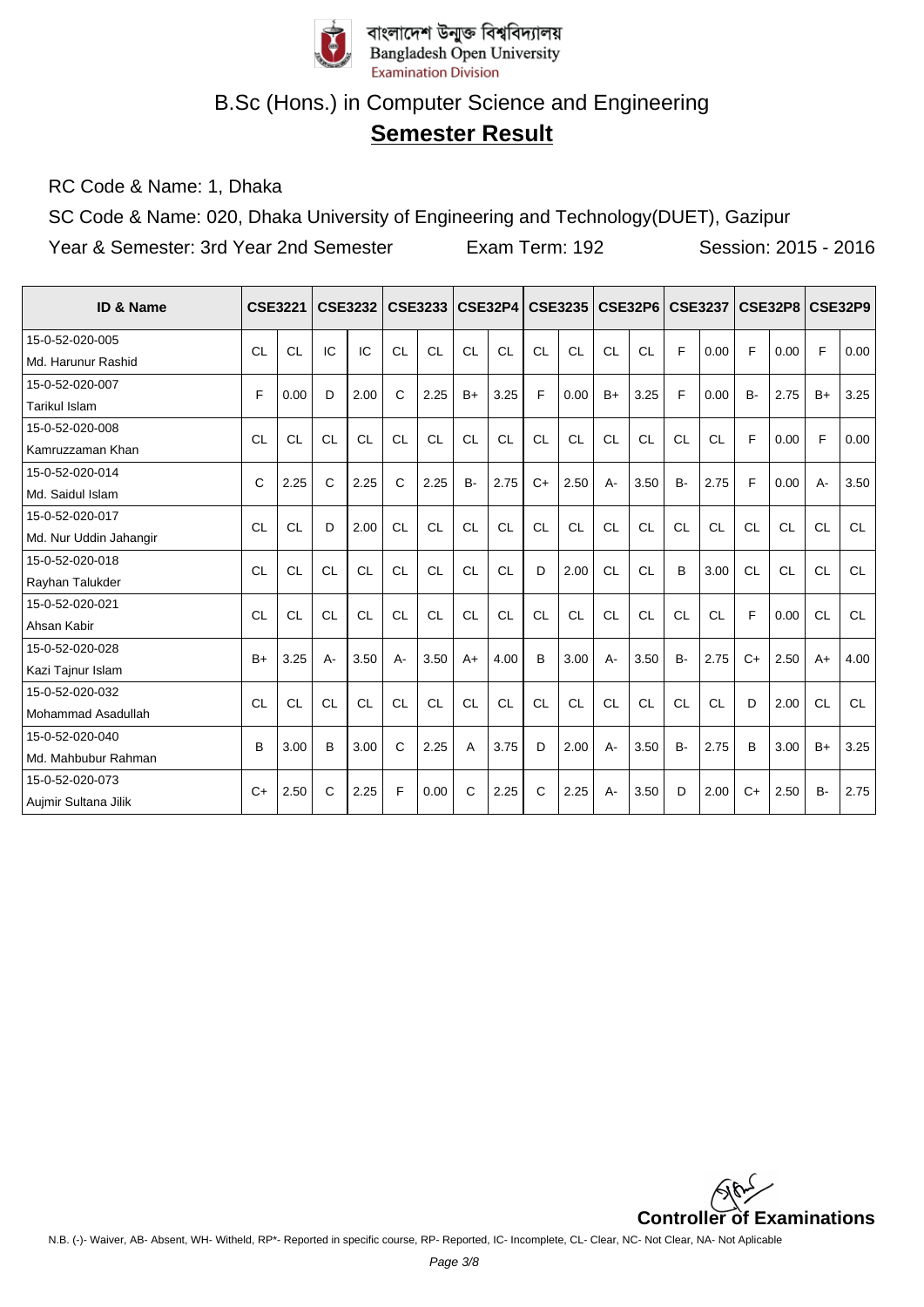বাংলাদেশ উন্মুক্ত বিশ্ববিদ্যালয়
Bangladesh Open University
Examination Division

# B.Sc (Hons.) in Computer Science and Engineering

## **Semester Result**

RC Code & Name: 1, Dhaka

SC Code & Name: 020, Dhaka University of Engineering and Technology(DUET), Gazipur

Year & Semester: 3rd Year 2nd Semester    Exam Term: 192    Session: 2015 - 2016

| ID & Name | CSE3221 | | CSE3232 | | CSE3233 | | CSE32P4 | | CSE3235 | | CSE32P6 | | CSE3237 | | CSE32P8 | | CSE32P9 | |
|---|---|---|---|---|---|---|---|---|---|---|---|---|---|---|---|---|---|---|
| 15-0-52-020-005 Md. Harunur Rashid | CL | CL | IC | IC | CL | CL | CL | CL | CL | CL | CL | CL | F | 0.00 | F | 0.00 | F | 0.00 |
| 15-0-52-020-007 Tarikul Islam | F | 0.00 | D | 2.00 | C | 2.25 | B+ | 3.25 | F | 0.00 | B+ | 3.25 | F | 0.00 | B- | 2.75 | B+ | 3.25 |
| 15-0-52-020-008 Kamruzzaman Khan | CL | CL | CL | CL | CL | CL | CL | CL | CL | CL | CL | CL | CL | CL | F | 0.00 | F | 0.00 |
| 15-0-52-020-014 Md. Saidul Islam | C | 2.25 | C | 2.25 | C | 2.25 | B- | 2.75 | C+ | 2.50 | A- | 3.50 | B- | 2.75 | F | 0.00 | A- | 3.50 |
| 15-0-52-020-017 Md. Nur Uddin Jahangir | CL | CL | D | 2.00 | CL | CL | CL | CL | CL | CL | CL | CL | CL | CL | CL | CL | CL | CL |
| 15-0-52-020-018 Rayhan Talukder | CL | CL | CL | CL | CL | CL | CL | CL | D | 2.00 | CL | CL | B | 3.00 | CL | CL | CL | CL |
| 15-0-52-020-021 Ahsan Kabir | CL | CL | CL | CL | CL | CL | CL | CL | CL | CL | CL | CL | CL | CL | F | 0.00 | CL | CL |
| 15-0-52-020-028 Kazi Tajnur Islam | B+ | 3.25 | A- | 3.50 | A- | 3.50 | A+ | 4.00 | B | 3.00 | A- | 3.50 | B- | 2.75 | C+ | 2.50 | A+ | 4.00 |
| 15-0-52-020-032 Mohammad Asadullah | CL | CL | CL | CL | CL | CL | CL | CL | CL | CL | CL | CL | CL | CL | D | 2.00 | CL | CL |
| 15-0-52-020-040 Md. Mahbubur Rahman | B | 3.00 | B | 3.00 | C | 2.25 | A | 3.75 | D | 2.00 | A- | 3.50 | B- | 2.75 | B | 3.00 | B+ | 3.25 |
| 15-0-52-020-073 Aujmir Sultana Jilik | C+ | 2.50 | C | 2.25 | F | 0.00 | C | 2.25 | C | 2.25 | A- | 3.50 | D | 2.00 | C+ | 2.50 | B- | 2.75 |

**Controller of Examinations**

N.B. (-)- Waiver, AB- Absent, WH- Witheld, RP*- Reported in specific course, RP- Reported, IC- Incomplete, CL- Clear, NC- Not Clear, NA- Not Aplicable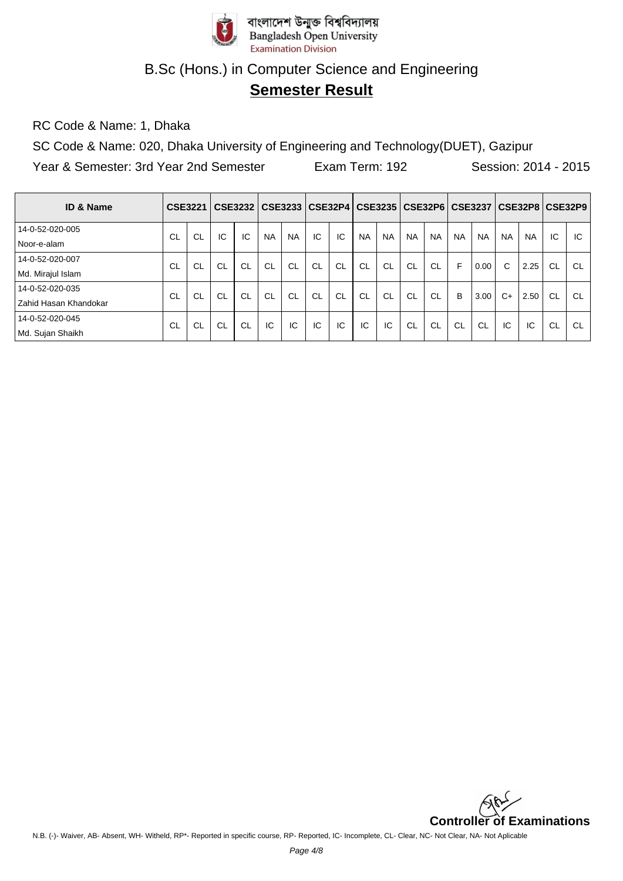বাংলাদেশ উন্মুক্ত বিশ্ববিদ্যালয়
Bangladesh Open University
Examination Division

# B.Sc (Hons.) in Computer Science and Engineering

## Semester Result

RC Code & Name: 1, Dhaka

SC Code & Name: 020, Dhaka University of Engineering and Technology(DUET), Gazipur

Year & Semester: 3rd Year 2nd Semester Exam Term: 192 Session: 2014 - 2015

| ID & Name | CSE3221 | | CSE3232 | | CSE3233 | | CSE32P4 | | CSE3235 | | CSE32P6 | | CSE3237 | | CSE32P8 | | CSE32P9 | |
|---|---|---|---|---|---|---|---|---|---|---|---|---|---|---|---|---|---|---|
| 14-0-52-020-005 Noor-e-alam | CL | CL | IC | IC | NA | NA | IC | IC | NA | NA | NA | NA | NA | NA | NA | NA | IC | IC |
| 14-0-52-020-007 Md. Mirajul Islam | CL | CL | CL | CL | CL | CL | CL | CL | CL | CL | CL | CL | F | 0.00 | C | 2.25 | CL | CL |
| 14-0-52-020-035 Zahid Hasan Khandokar | CL | CL | CL | CL | CL | CL | CL | CL | CL | CL | CL | CL | B | 3.00 | C+ | 2.50 | CL | CL |
| 14-0-52-020-045 Md. Sujan Shaikh | CL | CL | CL | CL | IC | IC | IC | IC | IC | IC | CL | CL | CL | CL | IC | IC | CL | CL |

**Controller of Examinations**

N.B. (-)- Waiver, AB- Absent, WH- Witheld, RP*- Reported in specific course, RP- Reported, IC- Incomplete, CL- Clear, NC- Not Clear, NA- Not Aplicable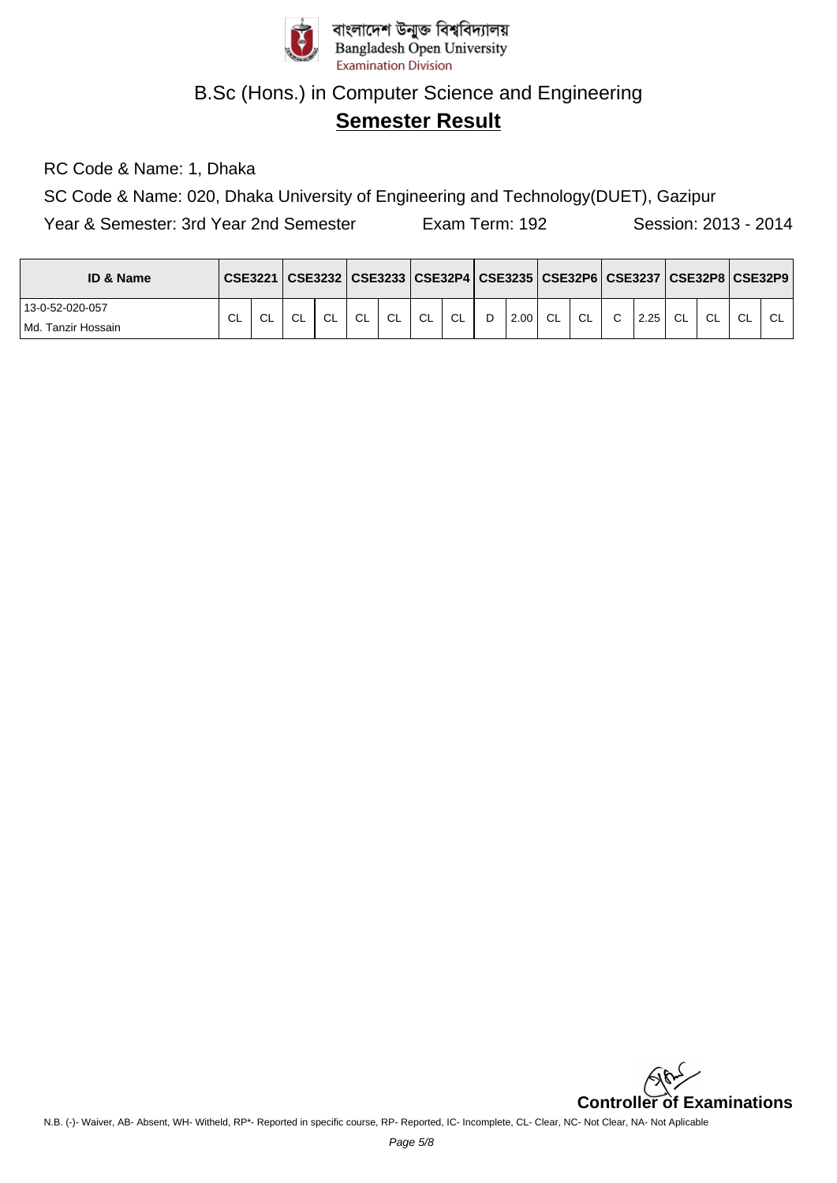বাংলাদেশ উন্মুক্ত বিশ্ববিদ্যালয়
Bangladesh Open University
Examination Division

# B.Sc (Hons.) in Computer Science and Engineering

## Semester Result

RC Code & Name: 1, Dhaka

SC Code & Name: 020, Dhaka University of Engineering and Technology(DUET), Gazipur

Year & Semester: 3rd Year 2nd Semester    Exam Term: 192    Session: 2013 - 2014

| ID & Name | CSE3221 | | CSE3232 | | CSE3233 | | CSE32P4 | | CSE3235 | | CSE32P6 | | CSE3237 | | CSE32P8 | | CSE32P9 | |
|---|---|---|---|---|---|---|---|---|---|---|---|---|---|---|---|---|---|---|
| 13-0-52-020-057 Md. Tanzir Hossain | CL | CL | CL | CL | CL | CL | CL | CL | D | 2.00 | CL | CL | C | 2.25 | CL | CL | CL | CL |

**Controller of Examinations**

N.B. (-)- Waiver, AB- Absent, WH- Witheld, RP*- Reported in specific course, RP- Reported, IC- Incomplete, CL- Clear, NC- Not Clear, NA- Not Aplicable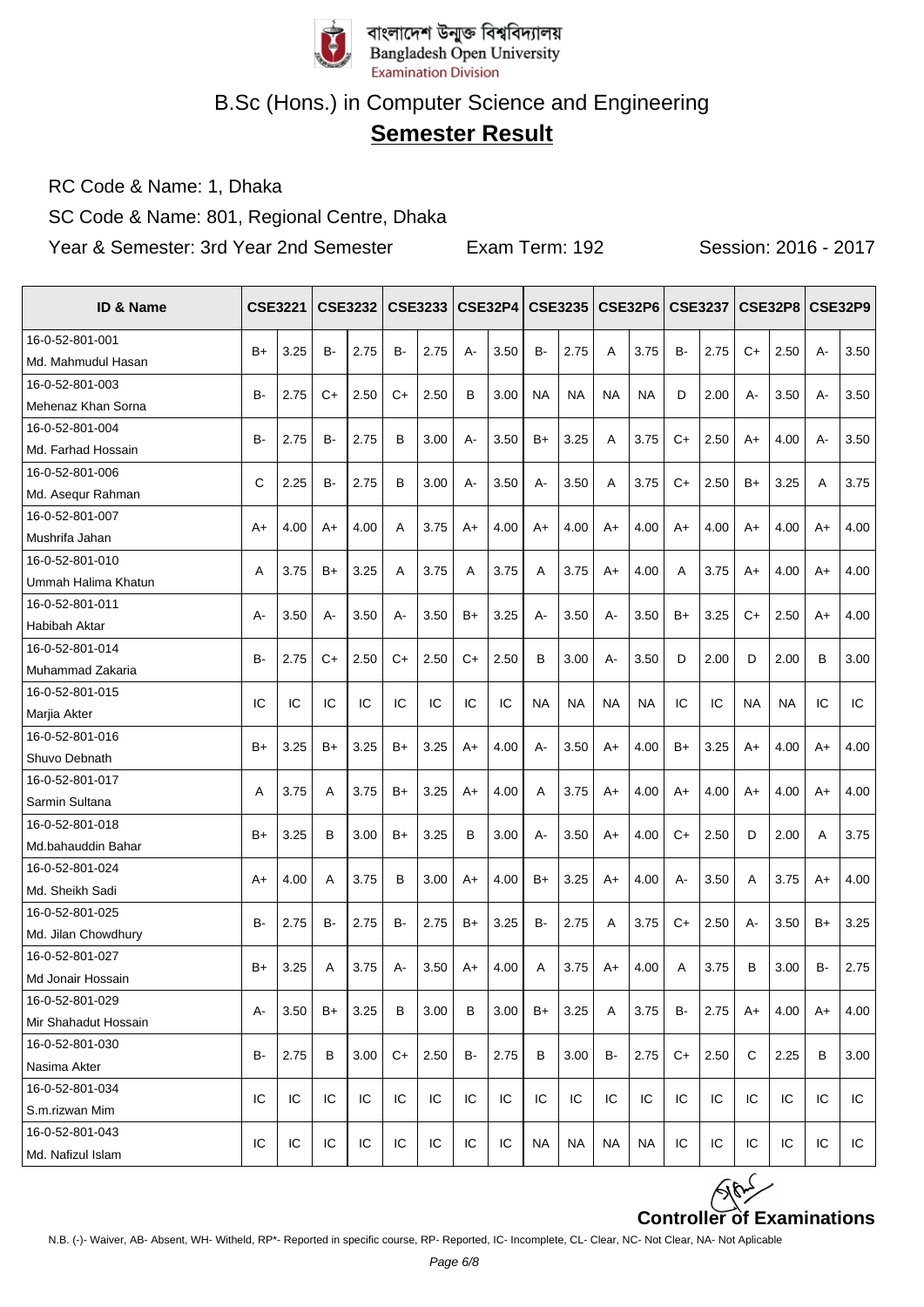বাংলাদেশ উন্মুক্ত বিশ্ববিদ্যালয়
Bangladesh Open University
Examination Division

# B.Sc (Hons.) in Computer Science and Engineering

## **Semester Result**

RC Code & Name: 1, Dhaka

SC Code & Name: 801, Regional Centre, Dhaka

Year & Semester: 3rd Year 2nd Semester    Exam Term: 192    Session: 2016 - 2017

| ID & Name | CSE3221 | | CSE3232 | | CSE3233 | | CSE32P4 | | CSE3235 | | CSE32P6 | | CSE3237 | | CSE32P8 | | CSE32P9 | |
|---|---|---|---|---|---|---|---|---|---|---|---|---|---|---|---|---|---|---|
| 16-0-52-801-001 Md. Mahmudul Hasan | B+ | 3.25 | B- | 2.75 | B- | 2.75 | A- | 3.50 | B- | 2.75 | A | 3.75 | B- | 2.75 | C+ | 2.50 | A- | 3.50 |
| 16-0-52-801-003 Mehenaz Khan Sorna | B- | 2.75 | C+ | 2.50 | C+ | 2.50 | B | 3.00 | NA | NA | NA | NA | D | 2.00 | A- | 3.50 | A- | 3.50 |
| 16-0-52-801-004 Md. Farhad Hossain | B- | 2.75 | B- | 2.75 | B | 3.00 | A- | 3.50 | B+ | 3.25 | A | 3.75 | C+ | 2.50 | A+ | 4.00 | A- | 3.50 |
| 16-0-52-801-006 Md. Asequr Rahman | C | 2.25 | B- | 2.75 | B | 3.00 | A- | 3.50 | A- | 3.50 | A | 3.75 | C+ | 2.50 | B+ | 3.25 | A | 3.75 |
| 16-0-52-801-007 Mushrifa Jahan | A+ | 4.00 | A+ | 4.00 | A | 3.75 | A+ | 4.00 | A+ | 4.00 | A+ | 4.00 | A+ | 4.00 | A+ | 4.00 | A+ | 4.00 |
| 16-0-52-801-010 Ummah Halima Khatun | A | 3.75 | B+ | 3.25 | A | 3.75 | A | 3.75 | A | 3.75 | A+ | 4.00 | A | 3.75 | A+ | 4.00 | A+ | 4.00 |
| 16-0-52-801-011 Habibah Aktar | A- | 3.50 | A- | 3.50 | A- | 3.50 | B+ | 3.25 | A- | 3.50 | A- | 3.50 | B+ | 3.25 | C+ | 2.50 | A+ | 4.00 |
| 16-0-52-801-014 Muhammad Zakaria | B- | 2.75 | C+ | 2.50 | C+ | 2.50 | C+ | 2.50 | B | 3.00 | A- | 3.50 | D | 2.00 | D | 2.00 | B | 3.00 |
| 16-0-52-801-015 Marjia Akter | IC | IC | IC | IC | IC | IC | IC | IC | NA | NA | NA | NA | IC | IC | NA | NA | IC | IC |
| 16-0-52-801-016 Shuvo Debnath | B+ | 3.25 | B+ | 3.25 | B+ | 3.25 | A+ | 4.00 | A- | 3.50 | A+ | 4.00 | B+ | 3.25 | A+ | 4.00 | A+ | 4.00 |
| 16-0-52-801-017 Sarmin Sultana | A | 3.75 | A | 3.75 | B+ | 3.25 | A+ | 4.00 | A | 3.75 | A+ | 4.00 | A+ | 4.00 | A+ | 4.00 | A+ | 4.00 |
| 16-0-52-801-018 Md.bahauddin Bahar | B+ | 3.25 | B | 3.00 | B+ | 3.25 | B | 3.00 | A- | 3.50 | A+ | 4.00 | C+ | 2.50 | D | 2.00 | A | 3.75 |
| 16-0-52-801-024 Md. Sheikh Sadi | A+ | 4.00 | A | 3.75 | B | 3.00 | A+ | 4.00 | B+ | 3.25 | A+ | 4.00 | A- | 3.50 | A | 3.75 | A+ | 4.00 |
| 16-0-52-801-025 Md. Jilan Chowdhury | B- | 2.75 | B- | 2.75 | B- | 2.75 | B+ | 3.25 | B- | 2.75 | A | 3.75 | C+ | 2.50 | A- | 3.50 | B+ | 3.25 |
| 16-0-52-801-027 Md Jonair Hossain | B+ | 3.25 | A | 3.75 | A- | 3.50 | A+ | 4.00 | A | 3.75 | A+ | 4.00 | A | 3.75 | B | 3.00 | B- | 2.75 |
| 16-0-52-801-029 Mir Shahadut Hossain | A- | 3.50 | B+ | 3.25 | B | 3.00 | B | 3.00 | B+ | 3.25 | A | 3.75 | B- | 2.75 | A+ | 4.00 | A+ | 4.00 |
| 16-0-52-801-030 Nasima Akter | B- | 2.75 | B | 3.00 | C+ | 2.50 | B- | 2.75 | B | 3.00 | B- | 2.75 | C+ | 2.50 | C | 2.25 | B | 3.00 |
| 16-0-52-801-034 S.m.rizwan Mim | IC | IC | IC | IC | IC | IC | IC | IC | IC | IC | IC | IC | IC | IC | IC | IC | IC | IC |
| 16-0-52-801-043 Md. Nafizul Islam | IC | IC | IC | IC | IC | IC | IC | IC | NA | NA | NA | NA | IC | IC | IC | IC | IC | IC |

**Controller of Examinations**

N.B. (-)- Waiver, AB- Absent, WH- Witheld, RP*- Reported in specific course, RP- Reported, IC- Incomplete, CL- Clear, NC- Not Clear, NA- Not Aplicable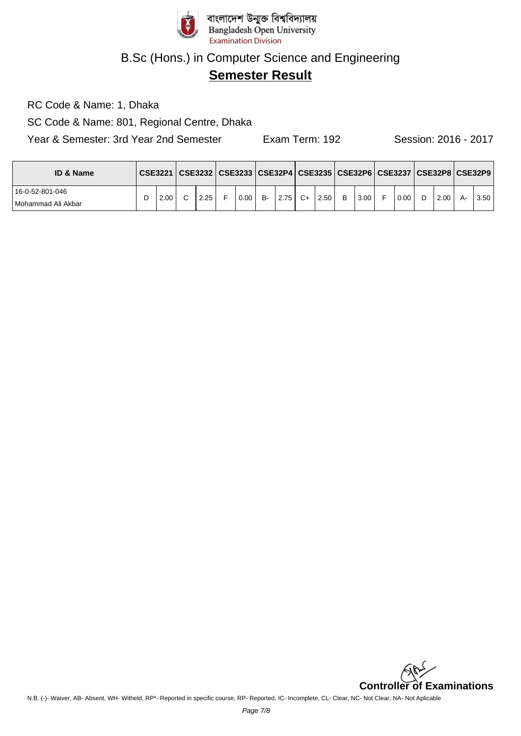বাংলাদেশ উন্মুক্ত বিশ্ববিদ্যালয়
Bangladesh Open University
Examination Division

# B.Sc (Hons.) in Computer Science and Engineering

## **Semester Result**

RC Code & Name: 1, Dhaka

SC Code & Name: 801, Regional Centre, Dhaka

Year & Semester: 3rd Year 2nd Semester    Exam Term: 192    Session: 2016 - 2017

| ID & Name | CSE3221 | | CSE3232 | | CSE3233 | | CSE32P4 | | CSE3235 | | CSE32P6 | | CSE3237 | | CSE32P8 | | CSE32P9 | |
|---|---|---|---|---|---|---|---|---|---|---|---|---|---|---|---|---|---|---|
| 16-0-52-801-046 Mohammad Ali Akbar | D | 2.00 | C | 2.25 | F | 0.00 | B- | 2.75 | C+ | 2.50 | B | 3.00 | F | 0.00 | D | 2.00 | A- | 3.50 |

**Controller of Examinations**

N.B. (-)- Waiver, AB- Absent, WH- Witheld, RP*- Reported in specific course, RP- Reported, IC- Incomplete, CL- Clear, NC- Not Clear, NA- Not Aplicable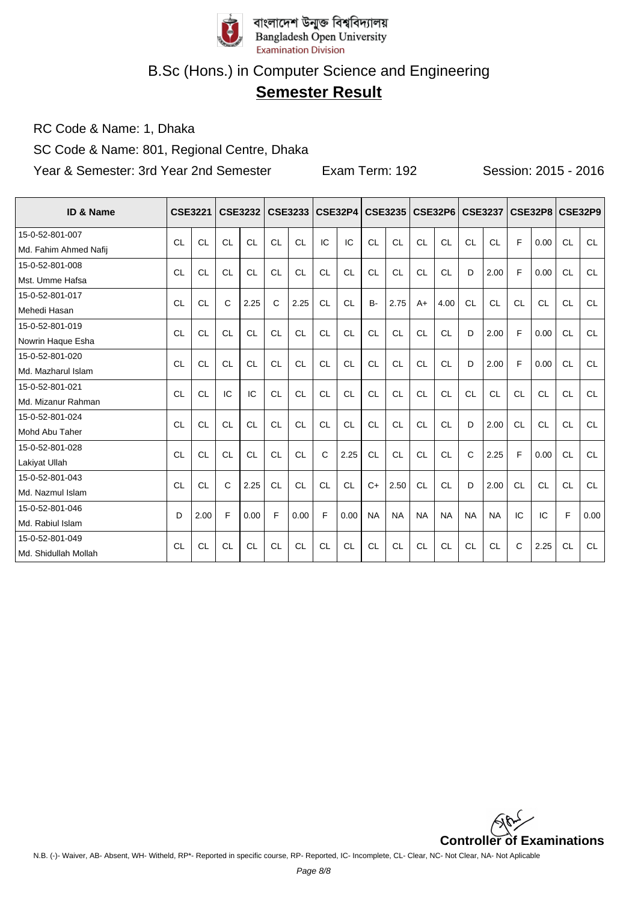বাংলাদেশ উন্মুক্ত বিশ্ববিদ্যালয়
Bangladesh Open University
Examination Division

# B.Sc (Hons.) in Computer Science and Engineering

## Semester Result

RC Code & Name: 1, Dhaka

SC Code & Name: 801, Regional Centre, Dhaka

Year & Semester: 3rd Year 2nd Semester Exam Term: 192 Session: 2015 - 2016

| ID & Name | CSE3221 | | CSE3232 | | CSE3233 | | CSE32P4 | | CSE3235 | | CSE32P6 | | CSE3237 | | CSE32P8 | | CSE32P9 | |
|---|---|---|---|---|---|---|---|---|---|---|---|---|---|---|---|---|---|---|
| 15-0-52-801-007 Md. Fahim Ahmed Nafij | CL | CL | CL | CL | CL | CL | IC | IC | CL | CL | CL | CL | CL | CL | F | 0.00 | CL | CL |
| 15-0-52-801-008 Mst. Umme Hafsa | CL | CL | CL | CL | CL | CL | CL | CL | CL | CL | CL | CL | D | 2.00 | F | 0.00 | CL | CL |
| 15-0-52-801-017 Mehedi Hasan | CL | CL | C | 2.25 | C | 2.25 | CL | CL | B- | 2.75 | A+ | 4.00 | CL | CL | CL | CL | CL | CL |
| 15-0-52-801-019 Nowrin Haque Esha | CL | CL | CL | CL | CL | CL | CL | CL | CL | CL | CL | CL | D | 2.00 | F | 0.00 | CL | CL |
| 15-0-52-801-020 Md. Mazharul Islam | CL | CL | CL | CL | CL | CL | CL | CL | CL | CL | CL | CL | D | 2.00 | F | 0.00 | CL | CL |
| 15-0-52-801-021 Md. Mizanur Rahman | CL | CL | IC | IC | CL | CL | CL | CL | CL | CL | CL | CL | CL | CL | CL | CL | CL | CL |
| 15-0-52-801-024 Mohd Abu Taher | CL | CL | CL | CL | CL | CL | CL | CL | CL | CL | CL | CL | D | 2.00 | CL | CL | CL | CL |
| 15-0-52-801-028 Lakiyat Ullah | CL | CL | CL | CL | CL | CL | C | 2.25 | CL | CL | CL | CL | C | 2.25 | F | 0.00 | CL | CL |
| 15-0-52-801-043 Md. Nazmul Islam | CL | CL | C | 2.25 | CL | CL | CL | CL | C+ | 2.50 | CL | CL | D | 2.00 | CL | CL | CL | CL |
| 15-0-52-801-046 Md. Rabiul Islam | D | 2.00 | F | 0.00 | F | 0.00 | F | 0.00 | NA | NA | NA | NA | NA | NA | IC | IC | F | 0.00 |
| 15-0-52-801-049 Md. Shidullah Mollah | CL | CL | CL | CL | CL | CL | CL | CL | CL | CL | CL | CL | CL | CL | C | 2.25 | CL | CL |

**Controller of Examinations**

N.B. (-)- Waiver, AB- Absent, WH- Witheld, RP*- Reported in specific course, RP- Reported, IC- Incomplete, CL- Clear, NC- Not Clear, NA- Not Aplicable